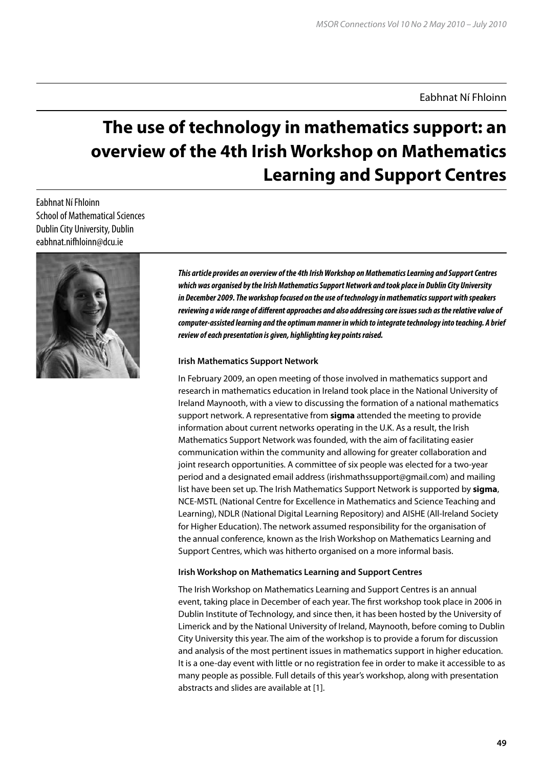Eabhnat Ní Fhloinn

# The use of technology in mathematics support: an overview of the 4th Irish Workshop on Mathematics Learning and Support Centres

Eabhnat Ní Fhloinn
School of Mathematical Sciences
Dublin City University, Dublin
eabhnat.nifhloinn@dcu.ie

***This article provides an overview of the 4th Irish Workshop on Mathematics Learning and Support Centres which was organised by the Irish Mathematics Support Network and took place in Dublin City University in December 2009. The workshop focused on the use of technology in mathematics support with speakers reviewing a wide range of different approaches and also addressing core issues such as the relative value of computer-assisted learning and the optimum manner in which to integrate technology into teaching. A brief review of each presentation is given, highlighting key points raised.***

#### Irish Mathematics Support Network

In February 2009, an open meeting of those involved in mathematics support and research in mathematics education in Ireland took place in the National University of Ireland Maynooth, with a view to discussing the formation of a national mathematics support network. A representative from **sigma** attended the meeting to provide information about current networks operating in the U.K. As a result, the Irish Mathematics Support Network was founded, with the aim of facilitating easier communication within the community and allowing for greater collaboration and joint research opportunities. A committee of six people was elected for a two-year period and a designated email address (irishmathssupport@gmail.com) and mailing list have been set up. The Irish Mathematics Support Network is supported by **sigma**, NCE-MSTL (National Centre for Excellence in Mathematics and Science Teaching and Learning), NDLR (National Digital Learning Repository) and AISHE (All-Ireland Society for Higher Education). The network assumed responsibility for the organisation of the annual conference, known as the Irish Workshop on Mathematics Learning and Support Centres, which was hitherto organised on a more informal basis.

#### Irish Workshop on Mathematics Learning and Support Centres

The Irish Workshop on Mathematics Learning and Support Centres is an annual event, taking place in December of each year. The first workshop took place in 2006 in Dublin Institute of Technology, and since then, it has been hosted by the University of Limerick and by the National University of Ireland, Maynooth, before coming to Dublin City University this year. The aim of the workshop is to provide a forum for discussion and analysis of the most pertinent issues in mathematics support in higher education. It is a one-day event with little or no registration fee in order to make it accessible to as many people as possible. Full details of this year's workshop, along with presentation abstracts and slides are available at [1].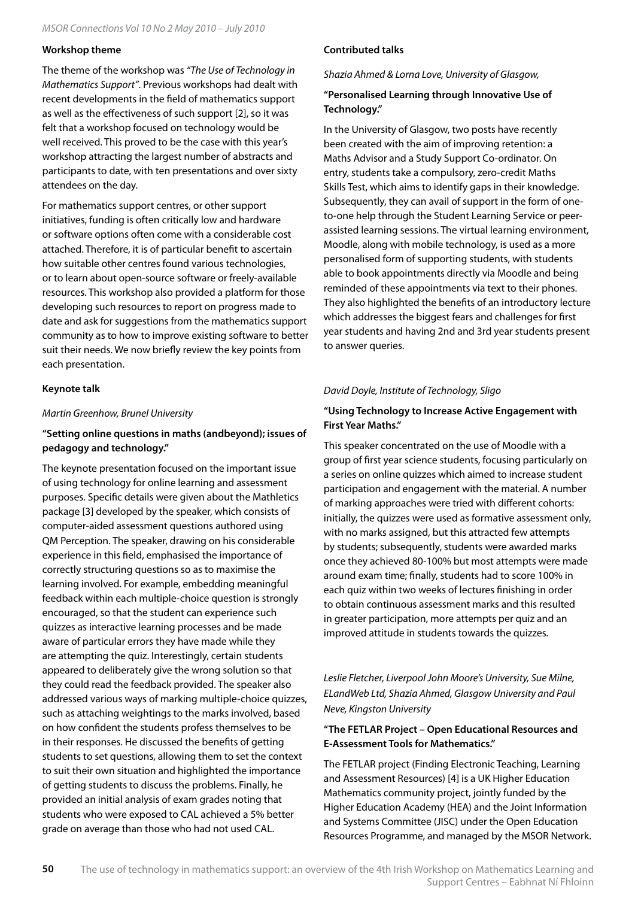**Workshop theme**

The theme of the workshop was *"The Use of Technology in Mathematics Support"*. Previous workshops had dealt with recent developments in the field of mathematics support as well as the effectiveness of such support [2], so it was felt that a workshop focused on technology would be well received. This proved to be the case with this year's workshop attracting the largest number of abstracts and participants to date, with ten presentations and over sixty attendees on the day.

For mathematics support centres, or other support initiatives, funding is often critically low and hardware or software options often come with a considerable cost attached. Therefore, it is of particular benefit to ascertain how suitable other centres found various technologies, or to learn about open-source software or freely-available resources. This workshop also provided a platform for those developing such resources to report on progress made to date and ask for suggestions from the mathematics support community as to how to improve existing software to better suit their needs. We now briefly review the key points from each presentation.

**Keynote talk**

*Martin Greenhow, Brunel University*

**"Setting online questions in maths (andbeyond); issues of pedagogy and technology."**

The keynote presentation focused on the important issue of using technology for online learning and assessment purposes. Specific details were given about the Mathletics package [3] developed by the speaker, which consists of computer-aided assessment questions authored using QM Perception. The speaker, drawing on his considerable experience in this field, emphasised the importance of correctly structuring questions so as to maximise the learning involved. For example, embedding meaningful feedback within each multiple-choice question is strongly encouraged, so that the student can experience such quizzes as interactive learning processes and be made aware of particular errors they have made while they are attempting the quiz. Interestingly, certain students appeared to deliberately give the wrong solution so that they could read the feedback provided. The speaker also addressed various ways of marking multiple-choice quizzes, such as attaching weightings to the marks involved, based on how confident the students profess themselves to be in their responses. He discussed the benefits of getting students to set questions, allowing them to set the context to suit their own situation and highlighted the importance of getting students to discuss the problems. Finally, he provided an initial analysis of exam grades noting that students who were exposed to CAL achieved a 5% better grade on average than those who had not used CAL.

**Contributed talks**

*Shazia Ahmed & Lorna Love, University of Glasgow,*

**"Personalised Learning through Innovative Use of Technology."**

In the University of Glasgow, two posts have recently been created with the aim of improving retention: a Maths Advisor and a Study Support Co-ordinator. On entry, students take a compulsory, zero-credit Maths Skills Test, which aims to identify gaps in their knowledge. Subsequently, they can avail of support in the form of one-to-one help through the Student Learning Service or peer-assisted learning sessions. The virtual learning environment, Moodle, along with mobile technology, is used as a more personalised form of supporting students, with students able to book appointments directly via Moodle and being reminded of these appointments via text to their phones. They also highlighted the benefits of an introductory lecture which addresses the biggest fears and challenges for first year students and having 2nd and 3rd year students present to answer queries.

*David Doyle, Institute of Technology, Sligo*

**"Using Technology to Increase Active Engagement with First Year Maths."**

This speaker concentrated on the use of Moodle with a group of first year science students, focusing particularly on a series on online quizzes which aimed to increase student participation and engagement with the material. A number of marking approaches were tried with different cohorts: initially, the quizzes were used as formative assessment only, with no marks assigned, but this attracted few attempts by students; subsequently, students were awarded marks once they achieved 80-100% but most attempts were made around exam time; finally, students had to score 100% in each quiz within two weeks of lectures finishing in order to obtain continuous assessment marks and this resulted in greater participation, more attempts per quiz and an improved attitude in students towards the quizzes.

*Leslie Fletcher, Liverpool John Moore's University, Sue Milne, ELandWeb Ltd, Shazia Ahmed, Glasgow University and Paul Neve, Kingston University*

**"The FETLAR Project – Open Educational Resources and E-Assessment Tools for Mathematics."**

The FETLAR project (Finding Electronic Teaching, Learning and Assessment Resources) [4] is a UK Higher Education Mathematics community project, jointly funded by the Higher Education Academy (HEA) and the Joint Information and Systems Committee (JISC) under the Open Education Resources Programme, and managed by the MSOR Network.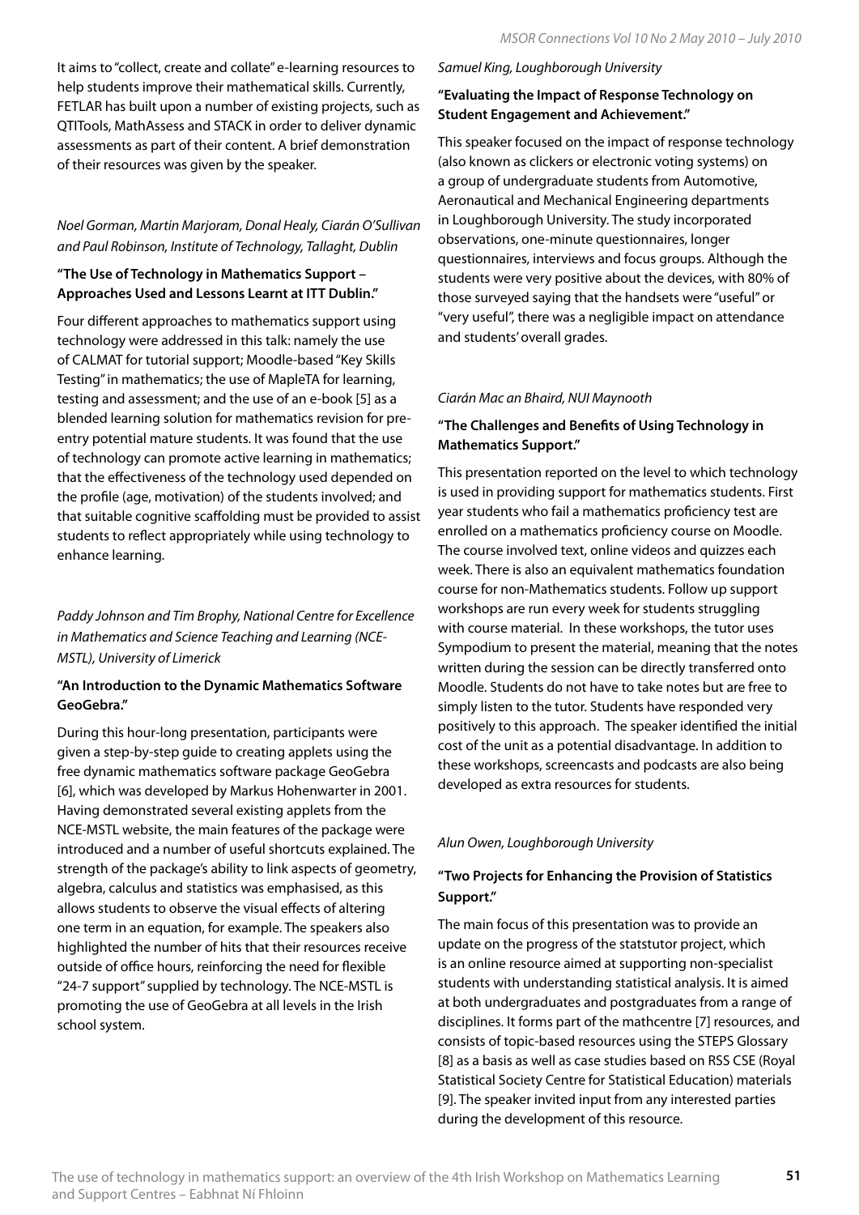It aims to "collect, create and collate" e-learning resources to help students improve their mathematical skills. Currently, FETLAR has built upon a number of existing projects, such as QTITools, MathAssess and STACK in order to deliver dynamic assessments as part of their content. A brief demonstration of their resources was given by the speaker.

*Noel Gorman, Martin Marjoram, Donal Healy, Ciarán O'Sullivan and Paul Robinson, Institute of Technology, Tallaght, Dublin*

**"The Use of Technology in Mathematics Support – Approaches Used and Lessons Learnt at ITT Dublin."**

Four different approaches to mathematics support using technology were addressed in this talk: namely the use of CALMAT for tutorial support; Moodle-based "Key Skills Testing" in mathematics; the use of MapleTA for learning, testing and assessment; and the use of an e-book [5] as a blended learning solution for mathematics revision for pre-entry potential mature students. It was found that the use of technology can promote active learning in mathematics; that the effectiveness of the technology used depended on the profile (age, motivation) of the students involved; and that suitable cognitive scaffolding must be provided to assist students to reflect appropriately while using technology to enhance learning.

*Paddy Johnson and Tim Brophy, National Centre for Excellence in Mathematics and Science Teaching and Learning (NCE-MSTL), University of Limerick*

**"An Introduction to the Dynamic Mathematics Software GeoGebra."**

During this hour-long presentation, participants were given a step-by-step guide to creating applets using the free dynamic mathematics software package GeoGebra [6], which was developed by Markus Hohenwarter in 2001. Having demonstrated several existing applets from the NCE-MSTL website, the main features of the package were introduced and a number of useful shortcuts explained. The strength of the package's ability to link aspects of geometry, algebra, calculus and statistics was emphasised, as this allows students to observe the visual effects of altering one term in an equation, for example. The speakers also highlighted the number of hits that their resources receive outside of office hours, reinforcing the need for flexible "24-7 support" supplied by technology. The NCE-MSTL is promoting the use of GeoGebra at all levels in the Irish school system.

*Samuel King, Loughborough University*

**"Evaluating the Impact of Response Technology on Student Engagement and Achievement."**

This speaker focused on the impact of response technology (also known as clickers or electronic voting systems) on a group of undergraduate students from Automotive, Aeronautical and Mechanical Engineering departments in Loughborough University. The study incorporated observations, one-minute questionnaires, longer questionnaires, interviews and focus groups. Although the students were very positive about the devices, with 80% of those surveyed saying that the handsets were "useful" or "very useful", there was a negligible impact on attendance and students' overall grades.

*Ciarán Mac an Bhaird, NUI Maynooth*

**"The Challenges and Benefits of Using Technology in Mathematics Support."**

This presentation reported on the level to which technology is used in providing support for mathematics students. First year students who fail a mathematics proficiency test are enrolled on a mathematics proficiency course on Moodle. The course involved text, online videos and quizzes each week. There is also an equivalent mathematics foundation course for non-Mathematics students. Follow up support workshops are run every week for students struggling with course material. In these workshops, the tutor uses Sympodium to present the material, meaning that the notes written during the session can be directly transferred onto Moodle. Students do not have to take notes but are free to simply listen to the tutor. Students have responded very positively to this approach. The speaker identified the initial cost of the unit as a potential disadvantage. In addition to these workshops, screencasts and podcasts are also being developed as extra resources for students.

*Alun Owen, Loughborough University*

**"Two Projects for Enhancing the Provision of Statistics Support."**

The main focus of this presentation was to provide an update on the progress of the statstutor project, which is an online resource aimed at supporting non-specialist students with understanding statistical analysis. It is aimed at both undergraduates and postgraduates from a range of disciplines. It forms part of the mathcentre [7] resources, and consists of topic-based resources using the STEPS Glossary [8] as a basis as well as case studies based on RSS CSE (Royal Statistical Society Centre for Statistical Education) materials [9]. The speaker invited input from any interested parties during the development of this resource.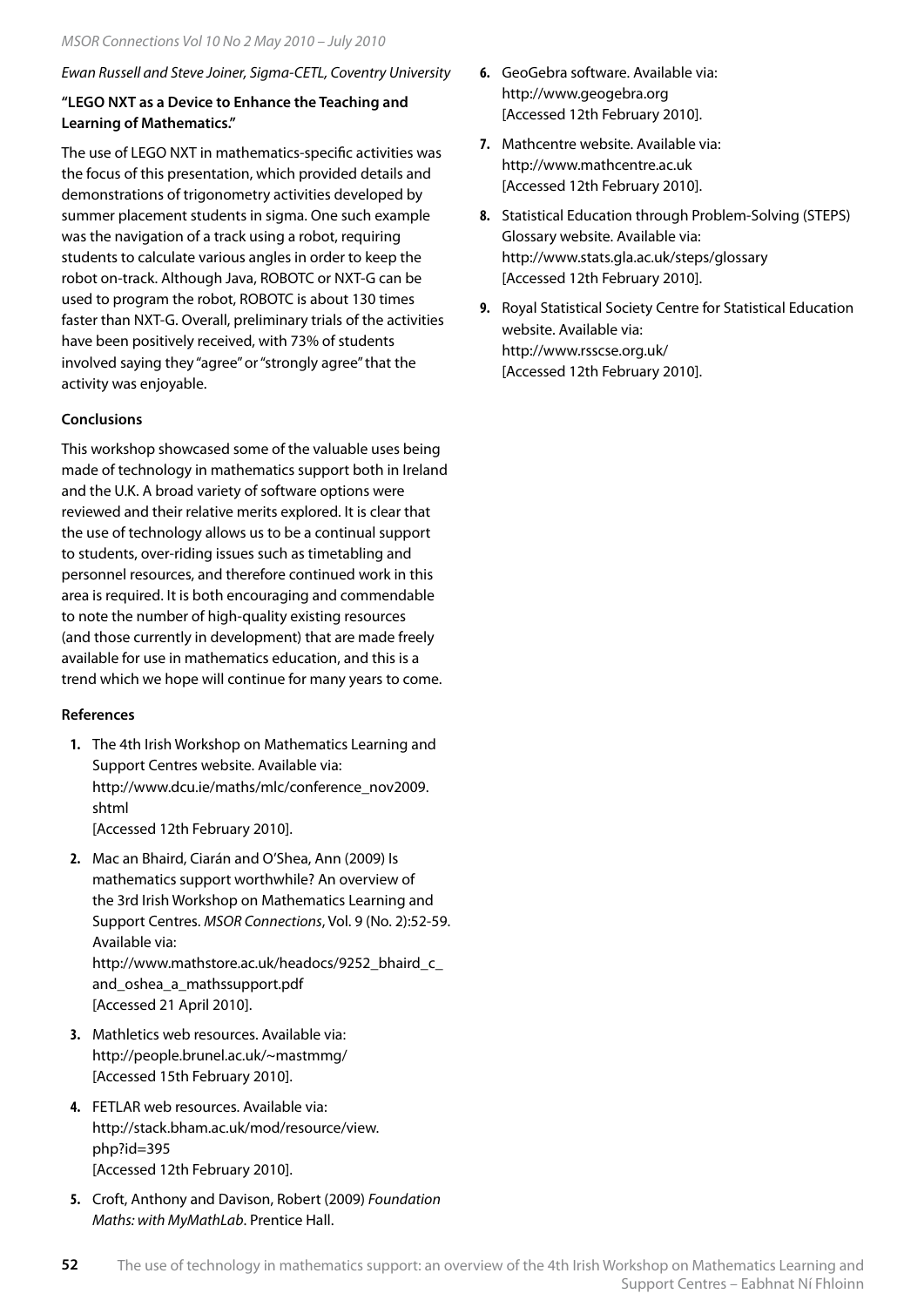*Ewan Russell and Steve Joiner, Sigma-CETL, Coventry University*

**"LEGO NXT as a Device to Enhance the Teaching and Learning of Mathematics."**

The use of LEGO NXT in mathematics-specific activities was the focus of this presentation, which provided details and demonstrations of trigonometry activities developed by summer placement students in sigma. One such example was the navigation of a track using a robot, requiring students to calculate various angles in order to keep the robot on-track. Although Java, ROBOTC or NXT-G can be used to program the robot, ROBOTC is about 130 times faster than NXT-G. Overall, preliminary trials of the activities have been positively received, with 73% of students involved saying they "agree" or "strongly agree" that the activity was enjoyable.

### Conclusions

This workshop showcased some of the valuable uses being made of technology in mathematics support both in Ireland and the U.K. A broad variety of software options were reviewed and their relative merits explored. It is clear that the use of technology allows us to be a continual support to students, over-riding issues such as timetabling and personnel resources, and therefore continued work in this area is required. It is both encouraging and commendable to note the number of high-quality existing resources (and those currently in development) that are made freely available for use in mathematics education, and this is a trend which we hope will continue for many years to come.

### References

1. The 4th Irish Workshop on Mathematics Learning and Support Centres website. Available via: http://www.dcu.ie/maths/mlc/conference_nov2009.shtml [Accessed 12th February 2010].
2. Mac an Bhaird, Ciarán and O'Shea, Ann (2009) Is mathematics support worthwhile? An overview of the 3rd Irish Workshop on Mathematics Learning and Support Centres. *MSOR Connections*, Vol. 9 (No. 2):52-59. Available via: http://www.mathstore.ac.uk/headocs/9252_bhaird_c_and_oshea_a_mathssupport.pdf [Accessed 21 April 2010].
3. Mathletics web resources. Available via: http://people.brunel.ac.uk/~mastmmg/ [Accessed 15th February 2010].
4. FETLAR web resources. Available via: http://stack.bham.ac.uk/mod/resource/view.php?id=395 [Accessed 12th February 2010].
5. Croft, Anthony and Davison, Robert (2009) *Foundation Maths: with MyMathLab*. Prentice Hall.
6. GeoGebra software. Available via: http://www.geogebra.org [Accessed 12th February 2010].
7. Mathcentre website. Available via: http://www.mathcentre.ac.uk [Accessed 12th February 2010].
8. Statistical Education through Problem-Solving (STEPS) Glossary website. Available via: http://www.stats.gla.ac.uk/steps/glossary [Accessed 12th February 2010].
9. Royal Statistical Society Centre for Statistical Education website. Available via: http://www.rsscse.org.uk/ [Accessed 12th February 2010].